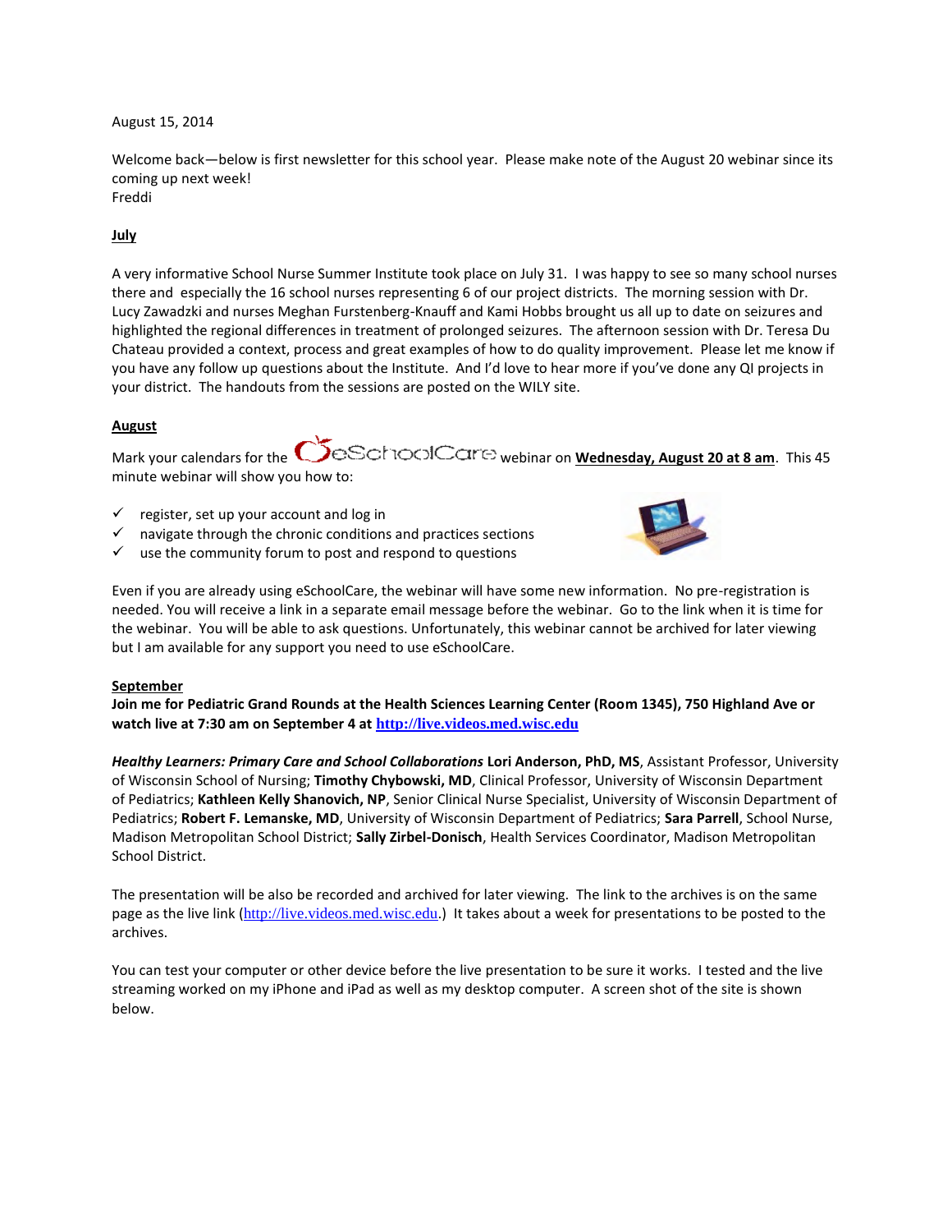August 15, 2014

Welcome back—below is first newsletter for this school year. Please make note of the August 20 webinar since its coming up next week!
Freddi

**July**

A very informative School Nurse Summer Institute took place on July 31. I was happy to see so many school nurses there and especially the 16 school nurses representing 6 of our project districts. The morning session with Dr. Lucy Zawadzki and nurses Meghan Furstenberg-Knauff and Kami Hobbs brought us all up to date on seizures and highlighted the regional differences in treatment of prolonged seizures. The afternoon session with Dr. Teresa Du Chateau provided a context, process and great examples of how to do quality improvement. Please let me know if you have any follow up questions about the Institute. And I'd love to hear more if you've done any QI projects in your district. The handouts from the sessions are posted on the WILY site.

**August**

Mark your calendars for the eSchoolCare webinar on **Wednesday, August 20 at 8 am**. This 45 minute webinar will show you how to:

- ✓ register, set up your account and log in
- ✓ navigate through the chronic conditions and practices sections
- ✓ use the community forum to post and respond to questions

Even if you are already using eSchoolCare, the webinar will have some new information. No pre-registration is needed. You will receive a link in a separate email message before the webinar. Go to the link when it is time for the webinar. You will be able to ask questions. Unfortunately, this webinar cannot be archived for later viewing but I am available for any support you need to use eSchoolCare.

**September**

**Join me for Pediatric Grand Rounds at the Health Sciences Learning Center (Room 1345), 750 Highland Ave or watch live at 7:30 am on September 4 at http://live.videos.med.wisc.edu**

***Healthy Learners: Primary Care and School Collaborations*** **Lori Anderson, PhD, MS**, Assistant Professor, University of Wisconsin School of Nursing; **Timothy Chybowski, MD**, Clinical Professor, University of Wisconsin Department of Pediatrics; **Kathleen Kelly Shanovich, NP**, Senior Clinical Nurse Specialist, University of Wisconsin Department of Pediatrics; **Robert F. Lemanske, MD**, University of Wisconsin Department of Pediatrics; **Sara Parrell**, School Nurse, Madison Metropolitan School District; **Sally Zirbel-Donisch**, Health Services Coordinator, Madison Metropolitan School District.

The presentation will be also be recorded and archived for later viewing. The link to the archives is on the same page as the live link (http://live.videos.med.wisc.edu.) It takes about a week for presentations to be posted to the archives.

You can test your computer or other device before the live presentation to be sure it works. I tested and the live streaming worked on my iPhone and iPad as well as my desktop computer. A screen shot of the site is shown below.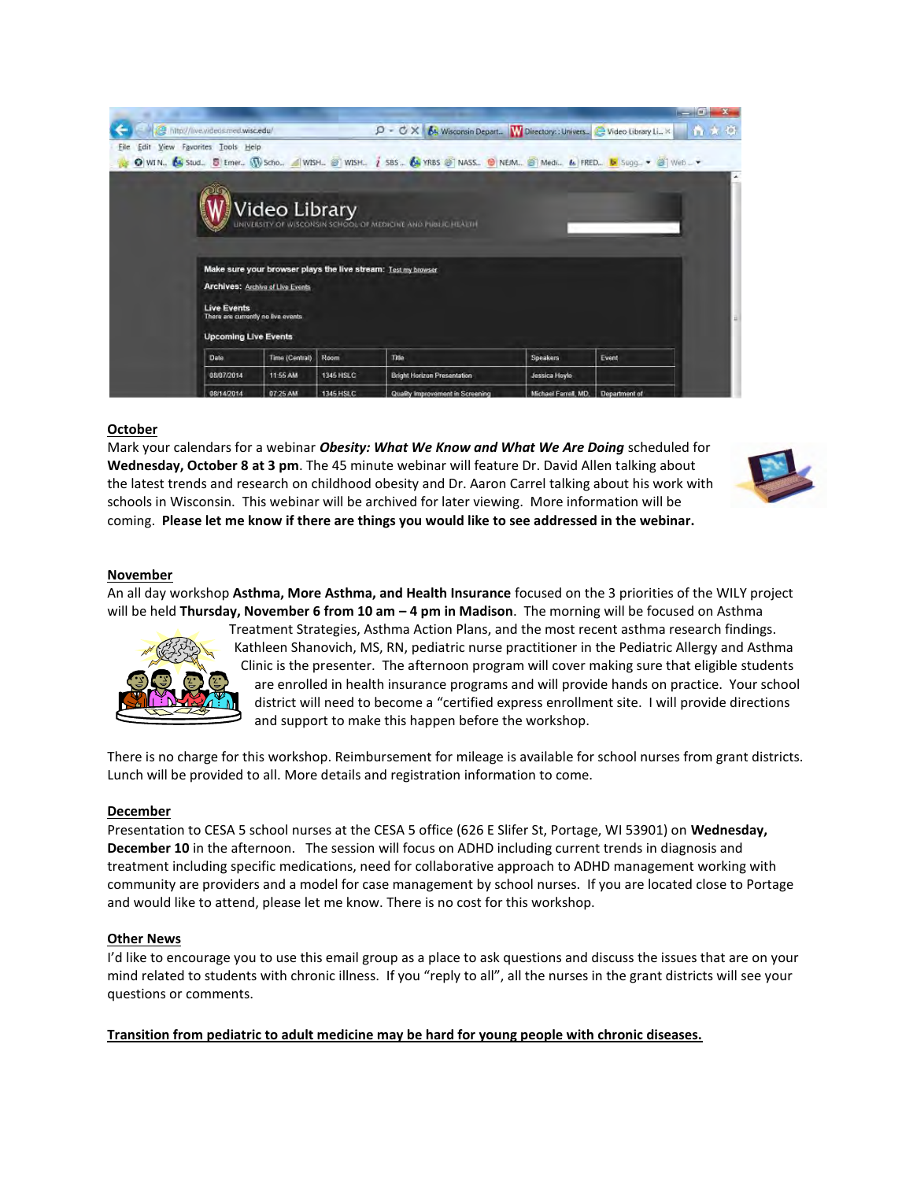## October

Mark your calendars for a webinar ***Obesity: What We Know and What We Are Doing*** scheduled for **Wednesday, October 8 at 3 pm**. The 45 minute webinar will feature Dr. David Allen talking about the latest trends and research on childhood obesity and Dr. Aaron Carrel talking about his work with schools in Wisconsin. This webinar will be archived for later viewing. More information will be coming. **Please let me know if there are things you would like to see addressed in the webinar.**

## November

An all day workshop **Asthma, More Asthma, and Health Insurance** focused on the 3 priorities of the WILY project will be held **Thursday, November 6 from 10 am – 4 pm in Madison**. The morning will be focused on Asthma Treatment Strategies, Asthma Action Plans, and the most recent asthma research findings. Kathleen Shanovich, MS, RN, pediatric nurse practitioner in the Pediatric Allergy and Asthma Clinic is the presenter. The afternoon program will cover making sure that eligible students are enrolled in health insurance programs and will provide hands on practice. Your school district will need to become a "certified express enrollment site. I will provide directions and support to make this happen before the workshop.

There is no charge for this workshop. Reimbursement for mileage is available for school nurses from grant districts. Lunch will be provided to all. More details and registration information to come.

## December

Presentation to CESA 5 school nurses at the CESA 5 office (626 E Slifer St, Portage, WI 53901) on **Wednesday, December 10** in the afternoon. The session will focus on ADHD including current trends in diagnosis and treatment including specific medications, need for collaborative approach to ADHD management working with community are providers and a model for case management by school nurses. If you are located close to Portage and would like to attend, please let me know. There is no cost for this workshop.

## Other News

I'd like to encourage you to use this email group as a place to ask questions and discuss the issues that are on your mind related to students with chronic illness. If you "reply to all", all the nurses in the grant districts will see your questions or comments.

**Transition from pediatric to adult medicine may be hard for young people with chronic diseases.**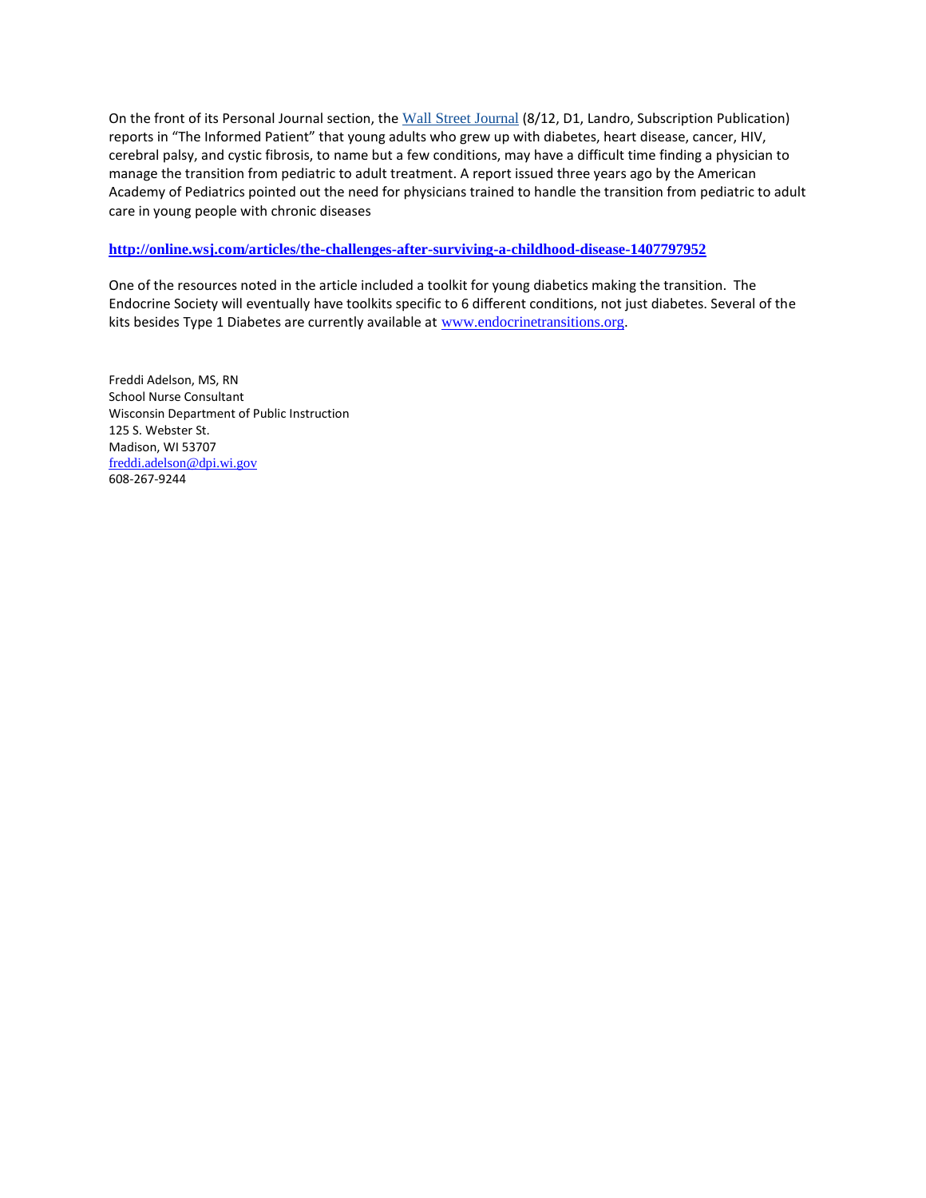On the front of its Personal Journal section, the Wall Street Journal (8/12, D1, Landro, Subscription Publication) reports in "The Informed Patient" that young adults who grew up with diabetes, heart disease, cancer, HIV, cerebral palsy, and cystic fibrosis, to name but a few conditions, may have a difficult time finding a physician to manage the transition from pediatric to adult treatment. A report issued three years ago by the American Academy of Pediatrics pointed out the need for physicians trained to handle the transition from pediatric to adult care in young people with chronic diseases

**http://online.wsj.com/articles/the-challenges-after-surviving-a-childhood-disease-1407797952**

One of the resources noted in the article included a toolkit for young diabetics making the transition. The Endocrine Society will eventually have toolkits specific to 6 different conditions, not just diabetes. Several of the kits besides Type 1 Diabetes are currently available at www.endocrinetransitions.org.

Freddi Adelson, MS, RN
School Nurse Consultant
Wisconsin Department of Public Instruction
125 S. Webster St.
Madison, WI 53707
freddi.adelson@dpi.wi.gov
608-267-9244